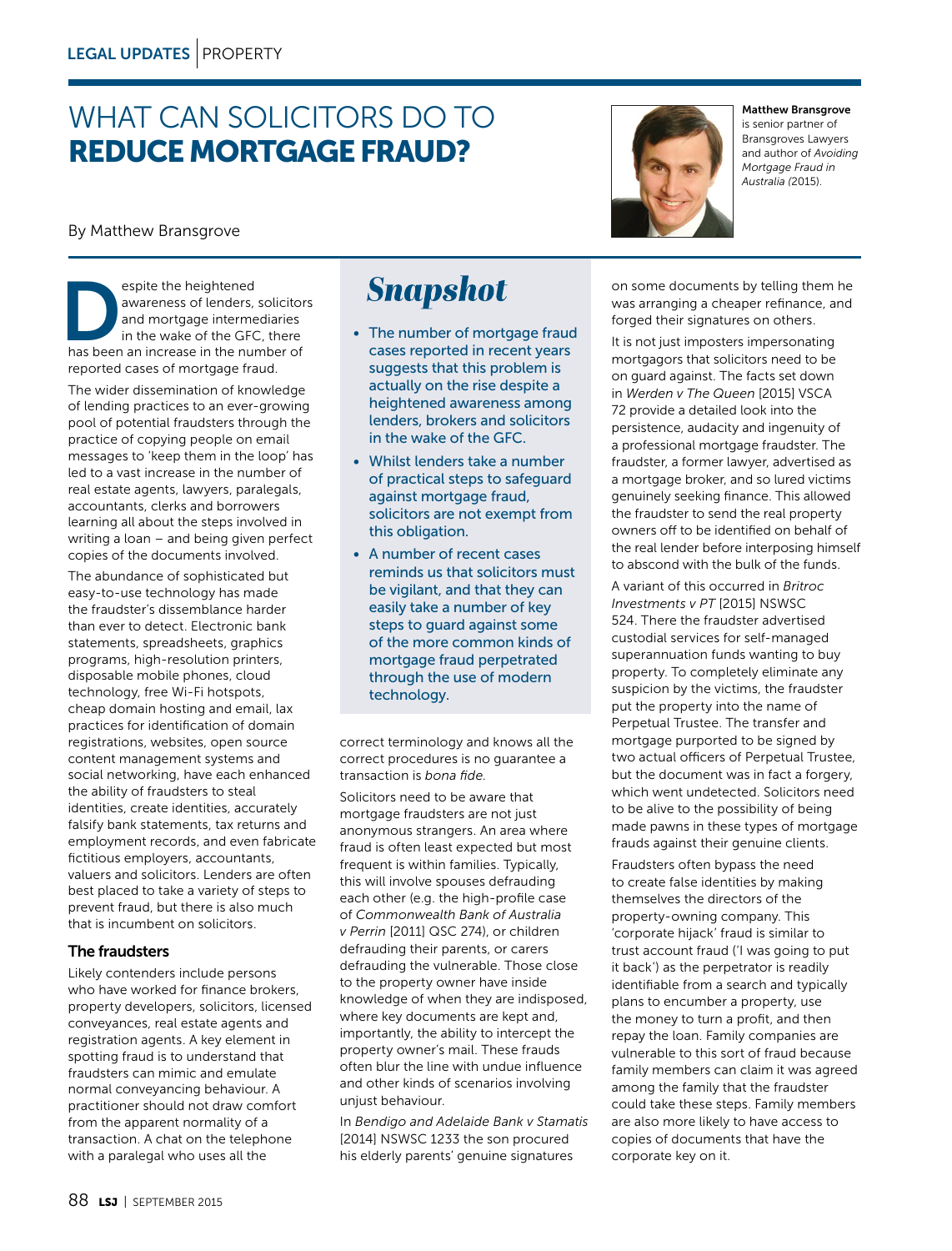LEGAL UPDATES | PROPERTY

# WHAT CAN SOLICITORS DO TO **REDUCE MORTGAGE FRAUD?**

By Matthew Bransgrove

**Matthew Bransgrove** is senior partner of Bransgroves Lawyers and author of *Avoiding Mortgage Fraud in Australia* (2015).

## Snapshot

- The number of mortgage fraud cases reported in recent years suggests that this problem is actually on the rise despite a heightened awareness among lenders, brokers and solicitors in the wake of the GFC.
- Whilst lenders take a number of practical steps to safeguard against mortgage fraud, solicitors are not exempt from this obligation.
- A number of recent cases reminds us that solicitors must be vigilant, and that they can easily take a number of key steps to guard against some of the more common kinds of mortgage fraud perpetrated through the use of modern technology.

Despite the heightened awareness of lenders, solicitors and mortgage intermediaries in the wake of the GFC, there has been an increase in the number of reported cases of mortgage fraud.

The wider dissemination of knowledge of lending practices to an ever-growing pool of potential fraudsters through the practice of copying people on email messages to 'keep them in the loop' has led to a vast increase in the number of real estate agents, lawyers, paralegals, accountants, clerks and borrowers learning all about the steps involved in writing a loan – and being given perfect copies of the documents involved.

The abundance of sophisticated but easy-to-use technology has made the fraudster's dissemblance harder than ever to detect. Electronic bank statements, spreadsheets, graphics programs, high-resolution printers, disposable mobile phones, cloud technology, free Wi-Fi hotspots, cheap domain hosting and email, lax practices for identification of domain registrations, websites, open source content management systems and social networking, have each enhanced the ability of fraudsters to steal identities, create identities, accurately falsify bank statements, tax returns and employment records, and even fabricate fictitious employers, accountants, valuers and solicitors. Lenders are often best placed to take a variety of steps to prevent fraud, but there is also much that is incumbent on solicitors.

### The fraudsters

Likely contenders include persons who have worked for finance brokers, property developers, solicitors, licensed conveyances, real estate agents and registration agents. A key element in spotting fraud is to understand that fraudsters can mimic and emulate normal conveyancing behaviour. A practitioner should not draw comfort from the apparent normality of a transaction. A chat on the telephone with a paralegal who uses all the correct terminology and knows all the correct procedures is no guarantee a transaction is *bona fide*.

Solicitors need to be aware that mortgage fraudsters are not just anonymous strangers. An area where fraud is often least expected but most frequent is within families. Typically, this will involve spouses defrauding each other (e.g. the high-profile case of *Commonwealth Bank of Australia v Perrin* [2011] QSC 274), or children defrauding their parents, or carers defrauding the vulnerable. Those close to the property owner have inside knowledge of when they are indisposed, where key documents are kept and, importantly, the ability to intercept the property owner's mail. These frauds often blur the line with undue influence and other kinds of scenarios involving unjust behaviour.

In *Bendigo and Adelaide Bank v Stamatis* [2014] NSWSC 1233 the son procured his elderly parents' genuine signatures on some documents by telling them he was arranging a cheaper refinance, and forged their signatures on others.

It is not just imposters impersonating mortgagors that solicitors need to be on guard against. The facts set down in *Werden v The Queen* [2015] VSCA 72 provide a detailed look into the persistence, audacity and ingenuity of a professional mortgage fraudster. The fraudster, a former lawyer, advertised as a mortgage broker, and so lured victims genuinely seeking finance. This allowed the fraudster to send the real property owners off to be identified on behalf of the real lender before interposing himself to abscond with the bulk of the funds.

A variant of this occurred in *Britroc Investments v PT* [2015] NSWSC 524. There the fraudster advertised custodial services for self-managed superannuation funds wanting to buy property. To completely eliminate any suspicion by the victims, the fraudster put the property into the name of Perpetual Trustee. The transfer and mortgage purported to be signed by two actual officers of Perpetual Trustee, but the document was in fact a forgery, which went undetected. Solicitors need to be alive to the possibility of being made pawns in these types of mortgage frauds against their genuine clients.

Fraudsters often bypass the need to create false identities by making themselves the directors of the property-owning company. This 'corporate hijack' fraud is similar to trust account fraud ('I was going to put it back') as the perpetrator is readily identifiable from a search and typically plans to encumber a property, use the money to turn a profit, and then repay the loan. Family companies are vulnerable to this sort of fraud because family members can claim it was agreed among the family that the fraudster could take these steps. Family members are also more likely to have access to copies of documents that have the corporate key on it.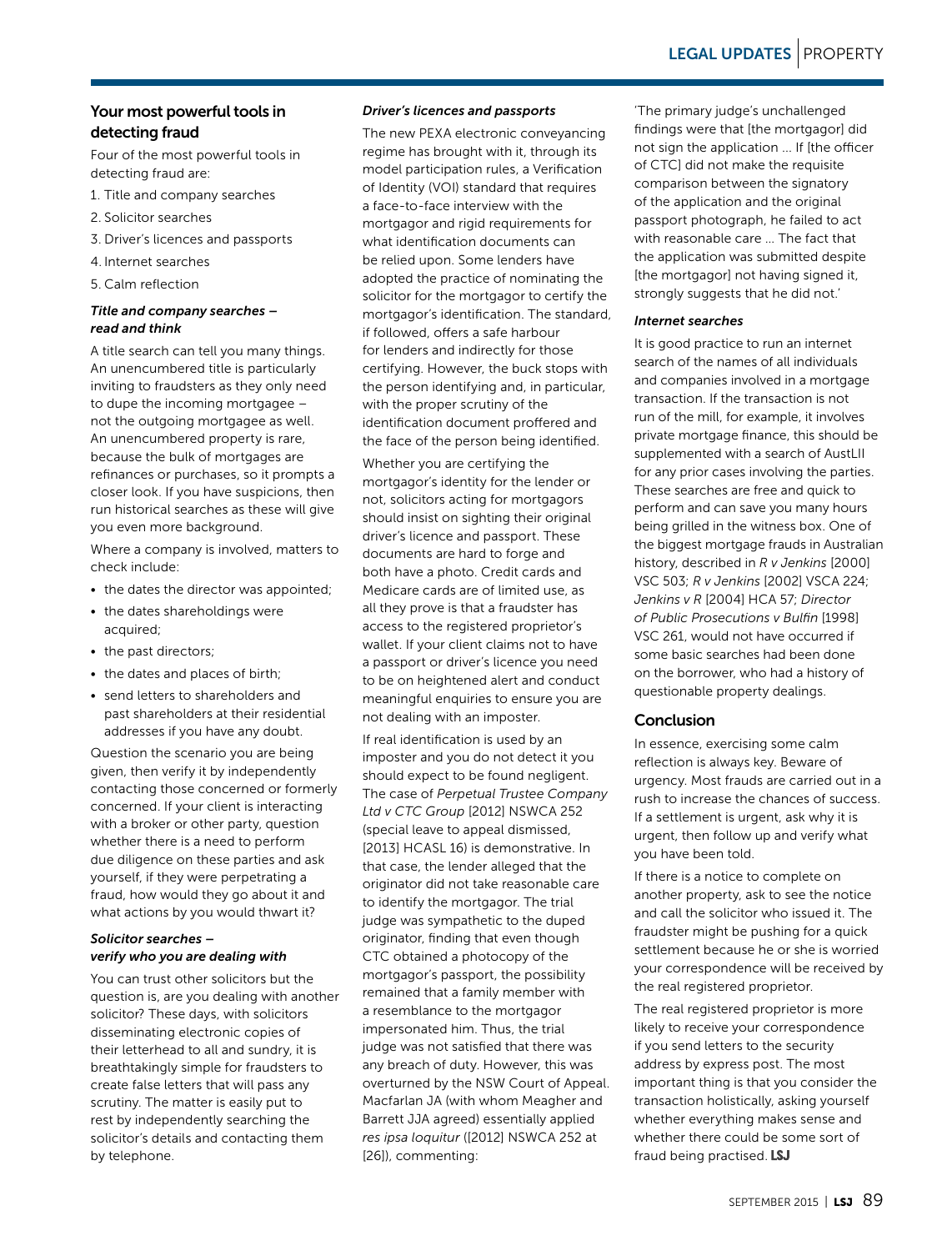## Your most powerful tools in detecting fraud

Four of the most powerful tools in detecting fraud are:

1. Title and company searches
2. Solicitor searches
3. Driver's licences and passports
4. Internet searches
5. Calm reflection

### *Title and company searches – read and think*

A title search can tell you many things. An unencumbered title is particularly inviting to fraudsters as they only need to dupe the incoming mortgagee – not the outgoing mortgagee as well. An unencumbered property is rare, because the bulk of mortgages are refinances or purchases, so it prompts a closer look. If you have suspicions, then run historical searches as these will give you even more background.

Where a company is involved, matters to check include:

- the dates the director was appointed;
- the dates shareholdings were acquired;
- the past directors;
- the dates and places of birth;
- send letters to shareholders and past shareholders at their residential addresses if you have any doubt.

Question the scenario you are being given, then verify it by independently contacting those concerned or formerly concerned. If your client is interacting with a broker or other party, question whether there is a need to perform due diligence on these parties and ask yourself, if they were perpetrating a fraud, how would they go about it and what actions by you would thwart it?

### *Solicitor searches – verify who you are dealing with*

You can trust other solicitors but the question is, are you dealing with another solicitor? These days, with solicitors disseminating electronic copies of their letterhead to all and sundry, it is breathtakingly simple for fraudsters to create false letters that will pass any scrutiny. The matter is easily put to rest by independently searching the solicitor's details and contacting them by telephone.

### *Driver's licences and passports*

The new PEXA electronic conveyancing regime has brought with it, through its model participation rules, a Verification of Identity (VOI) standard that requires a face-to-face interview with the mortgagor and rigid requirements for what identification documents can be relied upon. Some lenders have adopted the practice of nominating the solicitor for the mortgagor to certify the mortgagor's identification. The standard, if followed, offers a safe harbour for lenders and indirectly for those certifying. However, the buck stops with the person identifying and, in particular, with the proper scrutiny of the identification document proffered and the face of the person being identified.

Whether you are certifying the mortgagor's identity for the lender or not, solicitors acting for mortgagors should insist on sighting their original driver's licence and passport. These documents are hard to forge and both have a photo. Credit cards and Medicare cards are of limited use, as all they prove is that a fraudster has access to the registered proprietor's wallet. If your client claims not to have a passport or driver's licence you need to be on heightened alert and conduct meaningful enquiries to ensure you are not dealing with an imposter.

If real identification is used by an imposter and you do not detect it you should expect to be found negligent. The case of *Perpetual Trustee Company Ltd v CTC Group* [2012] NSWCA 252 (special leave to appeal dismissed, [2013] HCASL 16) is demonstrative. In that case, the lender alleged that the originator did not take reasonable care to identify the mortgagor. The trial judge was sympathetic to the duped originator, finding that even though CTC obtained a photocopy of the mortgagor's passport, the possibility remained that a family member with a resemblance to the mortgagor impersonated him. Thus, the trial judge was not satisfied that there was any breach of duty. However, this was overturned by the NSW Court of Appeal. Macfarlan JA (with whom Meagher and Barrett JJA agreed) essentially applied *res ipsa loquitur* ([2012] NSWCA 252 at [26]), commenting:

'The primary judge's unchallenged findings were that [the mortgagor] did not sign the application ... If [the officer of CTC] did not make the requisite comparison between the signatory of the application and the original passport photograph, he failed to act with reasonable care ... The fact that the application was submitted despite [the mortgagor] not having signed it, strongly suggests that he did not.'

### *Internet searches*

It is good practice to run an internet search of the names of all individuals and companies involved in a mortgage transaction. If the transaction is not run of the mill, for example, it involves private mortgage finance, this should be supplemented with a search of AustLII for any prior cases involving the parties. These searches are free and quick to perform and can save you many hours being grilled in the witness box. One of the biggest mortgage frauds in Australian history, described in *R v Jenkins* [2000] VSC 503; *R v Jenkins* [2002] VSCA 224; *Jenkins v R* [2004] HCA 57; *Director of Public Prosecutions v Bulfin* [1998] VSC 261, would not have occurred if some basic searches had been done on the borrower, who had a history of questionable property dealings.

## Conclusion

In essence, exercising some calm reflection is always key. Beware of urgency. Most frauds are carried out in a rush to increase the chances of success. If a settlement is urgent, ask why it is urgent, then follow up and verify what you have been told.

If there is a notice to complete on another property, ask to see the notice and call the solicitor who issued it. The fraudster might be pushing for a quick settlement because he or she is worried your correspondence will be received by the real registered proprietor.

The real registered proprietor is more likely to receive your correspondence if you send letters to the security address by express post. The most important thing is that you consider the transaction holistically, asking yourself whether everything makes sense and whether there could be some sort of fraud being practised. **LSJ**